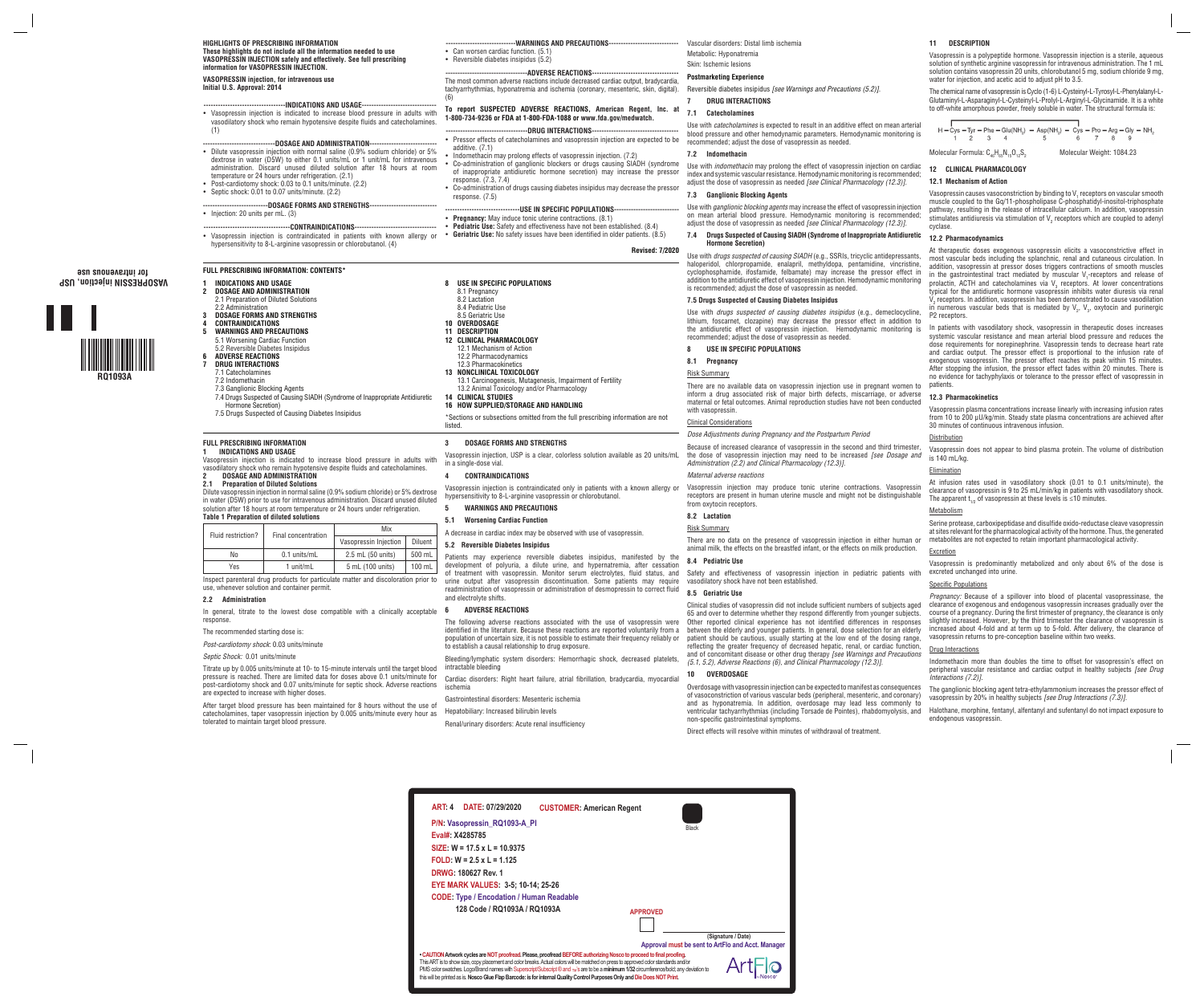**HIGHLIGHTS OF PRESCRIBING INFORMATION**
**These highlights do not include all the information needed to use VASOPRESSIN INJECTION safely and effectively. See full prescribing information for VASOPRESSIN INJECTION.**

**VASOPRESSIN injection, for intravenous use**
**Initial U.S. Approval: 2014**

**---INDICATIONS AND USAGE---**

- Vasopressin injection is indicated to increase blood pressure in adults with vasodilatory shock who remain hypotensive despite fluids and catecholamines. (1)

**---DOSAGE AND ADMINISTRATION---**

- Dilute vasopressin injection with normal saline (0.9% sodium chloride) or 5% dextrose in water (D5W) to either 0.1 units/mL or 1 unit/mL for intravenous administration. Discard unused diluted solution after 18 hours at room temperature or 24 hours under refrigeration. (2.1)
- Post-cardiotomy shock: 0.03 to 0.1 units/minute. (2.2)
- Septic shock: 0.01 to 0.07 units/minute. (2.2)

**---DOSAGE FORMS AND STRENGTHS---**

- Injection: 20 units per mL. (3)

**---CONTRAINDICATIONS---**

- Vasopressin injection is contraindicated in patients with known allergy or hypersensitivity to 8-L-arginine vasopressin or chlorobutanol. (4)

**---WARNINGS AND PRECAUTIONS---**

- Can worsen cardiac function. (5.1)
- Reversible diabetes insipidus (5.2)

**---ADVERSE REACTIONS---**

The most common adverse reactions include decreased cardiac output, bradycardia, tachyarrhythmias, hyponatremia and ischemia (coronary, mesenteric, skin, digital). (6)

**To report SUSPECTED ADVERSE REACTIONS, American Regent, Inc. at 1-800-734-9236 or FDA at 1-800-FDA-1088 or www.fda.gov/medwatch.**

**---DRUG INTERACTIONS---**

- Pressor effects of catecholamines and vasopressin injection are expected to be additive. (7.1)
- Indomethacin may prolong effects of vasopressin injection. (7.2)
- Co-administration of ganglionic blockers or drugs causing SIADH (syndrome of inappropriate antidiuretic hormone secretion) may increase the pressor response. (7.3, 7.4)
- Co-administration of drugs causing diabetes insipidus may decrease the pressor response. (7.5)

**---USE IN SPECIFIC POPULATIONS---**

- **Pregnancy:** May induce tonic uterine contractions. (8.1)
- **Pediatric Use:** Safety and effectiveness have not been established. (8.4)
- **Geriatric Use:** No safety issues have been identified in older patients. (8.5)

**Revised: 7/2020**

**FULL PRESCRIBING INFORMATION: CONTENTS***

**1 INDICATIONS AND USAGE**
**2 DOSAGE AND ADMINISTRATION**
2.1 Preparation of Diluted Solutions
2.2 Administration
**3 DOSAGE FORMS AND STRENGTHS**
**4 CONTRAINDICATIONS**
**5 WARNINGS AND PRECAUTIONS**
5.1 Worsening Cardiac Function
5.2 Reversible Diabetes Insipidus
**6 ADVERSE REACTIONS**
**7 DRUG INTERACTIONS**
7.1 Catecholamines
7.2 Indomethacin
7.3 Ganglionic Blocking Agents
7.4 Drugs Suspected of Causing SIADH (Syndrome of Inappropriate Antidiuretic Hormone Secretion)
7.5 Drugs Suspected of Causing Diabetes Insipidus
**8 USE IN SPECIFIC POPULATIONS**
8.1 Pregnancy
8.2 Lactation
8.4 Pediatric Use
8.5 Geriatric Use
**10 OVERDOSAGE**
**11 DESCRIPTION**
**12 CLINICAL PHARMACOLOGY**
12.1 Mechanism of Action
12.2 Pharmacodynamics
12.3 Pharmacokinetics
**13 NONCLINICAL TOXICOLOGY**
13.1 Carcinogenesis, Mutagenesis, Impairment of Fertility
13.2 Animal Toxicology and/or Pharmacology
**14 CLINICAL STUDIES**
**16 HOW SUPPLIED/STORAGE AND HANDLING**

*Sections or subsections omitted from the full prescribing information are not listed.

# FULL PRESCRIBING INFORMATION

## 1 INDICATIONS AND USAGE

Vasopressin injection is indicated to increase blood pressure in adults with vasodilatory shock who remain hypotensive despite fluids and catecholamines.

## 2 DOSAGE AND ADMINISTRATION

### 2.1 Preparation of Diluted Solutions

Dilute vasopressin injection in normal saline (0.9% sodium chloride) or 5% dextrose in water (D5W) prior to use for intravenous administration. Discard unused diluted solution after 18 hours at room temperature or 24 hours under refrigeration.

**Table 1 Preparation of diluted solutions**

| Fluid restriction? | Final concentration | Mix | |
|---|---|---|---|
| | | Vasopressin Injection | Diluent |
| No | 0.1 units/mL | 2.5 mL (50 units) | 500 mL |
| Yes | 1 unit/mL | 5 mL (100 units) | 100 mL |

Inspect parenteral drug products for particulate matter and discoloration prior to use, whenever solution and container permit.

### 2.2 Administration

In general, titrate to the lowest dose compatible with a clinically acceptable response.

The recommended starting dose is:

*Post-cardiotomy shock:* 0.03 units/minute

*Septic Shock:* 0.01 units/minute

Titrate up by 0.005 units/minute at 10- to 15-minute intervals until the target blood pressure is reached. There are limited data for doses above 0.1 units/minute for post-cardiotomy shock and 0.07 units/minute for septic shock. Adverse reactions are expected to increase with higher doses.

After target blood pressure has been maintained for 8 hours without the use of catecholamines, taper vasopressin injection by 0.005 units/minute every hour as tolerated to maintain target blood pressure.

## 3 DOSAGE FORMS AND STRENGTHS

Vasopressin injection, USP is a clear, colorless solution available as 20 units/mL in a single-dose vial.

## 4 CONTRAINDICATIONS

Vasopressin injection is contraindicated only in patients with a known allergy or hypersensitivity to 8-L-arginine vasopressin or chlorobutanol.

## 5 WARNINGS AND PRECAUTIONS

### 5.1 Worsening Cardiac Function

A decrease in cardiac index may be observed with use of vasopressin.

### 5.2 Reversible Diabetes Insipidus

Patients may experience reversible diabetes insipidus, manifested by the development of polyuria, a dilute urine, and hypernatremia, after cessation of treatment with vasopressin. Monitor serum electrolytes, fluid status, and urine output after vasopressin discontinuation. Some patients may require readministration of vasopressin or administration of desmopressin to correct fluid and electrolyte shifts.

## 6 ADVERSE REACTIONS

The following adverse reactions associated with the use of vasopressin were identified in the literature. Because these reactions are reported voluntarily from a population of uncertain size, it is not possible to estimate their frequency reliably or to establish a causal relationship to drug exposure.

Bleeding/lymphatic system disorders: Hemorrhagic shock, decreased platelets, intractable bleeding

Cardiac disorders: Right heart failure, atrial fibrillation, bradycardia, myocardial ischemia

Gastrointestinal disorders: Mesenteric ischemia

Hepatobiliary: Increased bilirubin levels

Renal/urinary disorders: Acute renal insufficiency

Vascular disorders: Distal limb ischemia

Metabolic: Hyponatremia

Skin: Ischemic lesions

**Postmarketing Experience**

Reversible diabetes insipidus *[see Warnings and Precautions (5.2)]*.

## 7 DRUG INTERACTIONS

### 7.1 Catecholamines

Use with *catecholamines* is expected to result in an additive effect on mean arterial blood pressure and other hemodynamic parameters. Hemodynamic monitoring is recommended; adjust the dose of vasopressin as needed.

### 7.2 Indomethacin

Use with *indomethacin* may prolong the effect of vasopressin injection on cardiac index and systemic vascular resistance. Hemodynamic monitoring is recommended; adjust the dose of vasopressin as needed *[see Clinical Pharmacology (12.3)]*.

### 7.3 Ganglionic Blocking Agents

Use with *ganglionic blocking agents* may increase the effect of vasopressin injection on mean arterial blood pressure. Hemodynamic monitoring is recommended; adjust the dose of vasopressin as needed *[see Clinical Pharmacology (12.3)]*.

### 7.4 Drugs Suspected of Causing SIADH (Syndrome of Inappropriate Antidiuretic Hormone Secretion)

Use with *drugs suspected of causing SIADH* (e.g., SSRIs, tricyclic antidepressants, haloperidol, chlorpropamide, enalapril, methyldopa, pentamidine, vincristine, cyclophosphamide, ifosfamide, felbamate) may increase the pressor effect in addition to the antidiuretic effect of vasopressin injection. Hemodynamic monitoring is recommended; adjust the dose of vasopressin as needed.

### 7.5 Drugs Suspected of Causing Diabetes Insipidus

Use with *drugs suspected of causing diabetes insipidus* (e.g., demeclocycline, lithium, foscarnet, clozapine) may decrease the pressor effect in addition to the antidiuretic effect of vasopressin injection. Hemodynamic monitoring is recommended; adjust the dose of vasopressin as needed.

## 8 USE IN SPECIFIC POPULATIONS

### 8.1 Pregnancy

Risk Summary

There are no available data on vasopressin injection use in pregnant women to inform a drug associated risk of major birth defects, miscarriage, or adverse maternal or fetal outcomes. Animal reproduction studies have not been conducted with vasopressin.

Clinical Considerations

*Dose Adjustments during Pregnancy and the Postpartum Period*

Because of increased clearance of vasopressin in the second and third trimester, the dose of vasopressin injection may need to be increased *[see Dosage and Administration (2.2) and Clinical Pharmacology (12.3)]*.

*Maternal adverse reactions*

Vasopressin injection may produce tonic uterine contractions. Vasopressin receptors are present in human uterine muscle and might not be distinguishable from oxytocin receptors.

### 8.2 Lactation

Risk Summary

There are no data on the presence of vasopressin injection in either human or animal milk, the effects on the breastfed infant, or the effects on milk production.

### 8.4 Pediatric Use

Safety and effectiveness of vasopressin injection in pediatric patients with vasodilatory shock have not been established.

### 8.5 Geriatric Use

Clinical studies of vasopressin did not include sufficient numbers of subjects aged 65 and over to determine whether they respond differently from younger subjects. Other reported clinical experience has not identified differences in responses between the elderly and younger patients. In general, dose selection for an elderly patient should be cautious, usually starting at the low end of the dosing range, reflecting the greater frequency of decreased hepatic, renal, or cardiac function, and of concomitant disease or other drug therapy *[see Warnings and Precautions (5.1, 5.2), Adverse Reactions (6), and Clinical Pharmacology (12.3)]*.

## 10 OVERDOSAGE

Overdosage with vasopressin injection can be expected to manifest as consequences of vasoconstriction of various vascular beds (peripheral, mesenteric, and coronary) and as hyponatremia. In addition, overdosage may lead less commonly to ventricular tachyarrhythmias (including Torsade de Pointes), rhabdomyolysis, and non-specific gastrointestinal symptoms.

Direct effects will resolve within minutes of withdrawal of treatment.

## 11 DESCRIPTION

Vasopressin is a polypeptide hormone. Vasopressin injection is a sterile, aqueous solution of synthetic arginine vasopressin for intravenous administration. The 1 mL solution contains vasopressin 20 units, chlorobutanol 5 mg, sodium chloride 9 mg, water for injection, and acetic acid to adjust pH to 3.5.

The chemical name of vasopressin is Cyclo (1-6) L-Cysteinyl-L-Tyrosyl-L-Phenylalanyl-L-Glutaminyl-L-Asparaginyl-L-Cysteinyl-L-Prolyl-L-Arginyl-L-Glycinamide. It is a white to off-white amorphous powder, freely soluble in water. The structural formula is:

$$H-Cys-Tyr-Phe-Glu(NH_2)-Asp(NH_2)-Cys-Pro-Arg-Gly-NH_2$$
1 2 3 4 5 6 7 8 9

Molecular Formula: $C_{46}H_{65}N_{15}O_{12}S_2$ Molecular Weight: 1084.23

## 12 CLINICAL PHARMACOLOGY

### 12.1 Mechanism of Action

Vasopressin causes vasoconstriction by binding to $V_1$ receptors on vascular smooth muscle coupled to the Gq/11-phospholipase C-phosphatidyl-inositol-triphosphate pathway, resulting in the release of intracellular calcium. In addition, vasopressin stimulates antidiuresis via stimulation of $V_2$ receptors which are coupled to adenyl cyclase.

### 12.2 Pharmacodynamics

At therapeutic doses exogenous vasopressin elicits a vasoconstrictive effect in most vascular beds including the splanchnic, renal and cutaneous circulation. In addition, vasopressin at pressor doses triggers contractions of smooth muscles in the gastrointestinal tract mediated by muscular $V_1$-receptors and release of prolactin, ACTH and catecholamines via $V_3$ receptors. At lower concentrations typical for the antidiuretic hormone vasopressin inhibits water diuresis via renal $V_2$ receptors. In addition, vasopressin has been demonstrated to cause vasodilation in numerous vascular beds that is mediated by $V_2$, $V_3$, oxytocin and purinergic P2 receptors.

In patients with vasodilatory shock, vasopressin in therapeutic doses increases systemic vascular resistance and mean arterial blood pressure and reduces the dose requirements for norepinephrine. Vasopressin tends to decrease heart rate and cardiac output. The pressor effect is proportional to the infusion rate of exogenous vasopressin. The pressor effect reaches its peak within 15 minutes. After stopping the infusion, the pressor effect fades within 20 minutes. There is no evidence for tachyphylaxis or tolerance to the pressor effect of vasopressin in patients.

### 12.3 Pharmacokinetics

Vasopressin plasma concentrations increase linearly with increasing infusion rates from 10 to 200 µU/kg/min. Steady state plasma concentrations are achieved after 30 minutes of continuous intravenous infusion.

Distribution

Vasopressin does not appear to bind plasma protein. The volume of distribution is 140 mL/kg.

Elimination

At infusion rates used in vasodilatory shock (0.01 to 0.1 units/minute), the clearance of vasopressin is 9 to 25 mL/min/kg in patients with vasodilatory shock. The apparent $t_{1/2}$ of vasopressin at these levels is ≤10 minutes.

Metabolism

Serine protease, carboxipeptidase and disulfide oxido-reductase cleave vasopressin at sites relevant for the pharmacological activity of the hormone. Thus, the generated metabolites are not expected to retain important pharmacological activity.

Excretion

Vasopressin is predominantly metabolized and only about 6% of the dose is excreted unchanged into urine.

Specific Populations

*Pregnancy:* Because of a spillover into blood of placental vasopressinase, the clearance of exogenous and endogenous vasopressin increases gradually over the course of a pregnancy. During the first trimester of pregnancy, the clearance is only slightly increased. However, by the third trimester the clearance of vasopressin is increased about 4-fold and at term up to 5-fold. After delivery, the clearance of vasopressin returns to preconception baseline within two weeks.

Drug Interactions

Indomethacin more than doubles the time to offset for vasopressin's effect on peripheral vascular resistance and cardiac output in healthy subjects *[see Drug Interactions (7.2)]*.

The ganglionic blocking agent tetra-ethylammonium increases the pressor effect of vasopressin by 20% in healthy subjects *[see Drug Interactions (7.3)]*.

Halothane, morphine, fentanyl, alfentanyl and sufentanyl do not impact exposure to endogenous vasopressin.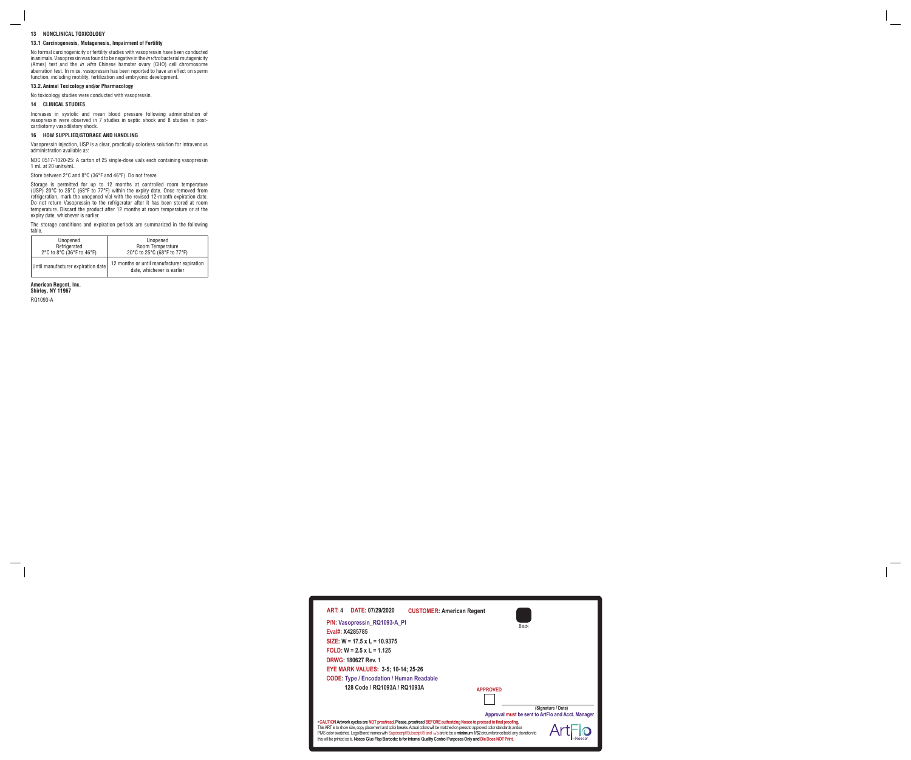## 13 NONCLINICAL TOXICOLOGY

### 13.1 Carcinogenesis, Mutagenesis, Impairment of Fertility

No formal carcinogenicity or fertility studies with vasopressin have been conducted in animals. Vasopressin was found to be negative in the *in vitro* bacterial mutagenicity (Ames) test and the *in vitro* Chinese hamster ovary (CHO) cell chromosome aberration test. In mice, vasopressin has been reported to have an effect on sperm function, including motility, fertilization and embryonic development.

### 13.2. Animal Toxicology and/or Pharmacology

No toxicology studies were conducted with vasopressin.

## 14 CLINICAL STUDIES

Increases in systolic and mean blood pressure following administration of vasopressin were observed in 7 studies in septic shock and 8 studies in post-cardiotomy vasodilatory shock.

## 16 HOW SUPPLIED/STORAGE AND HANDLING

Vasopressin injection, USP is a clear, practically colorless solution for intravenous administration available as:

NDC 0517-1020-25: A carton of 25 single-dose vials each containing vasopressin 1 mL at 20 units/mL.

Store between 2°C and 8°C (36°F and 46°F). Do not freeze.

Storage is permitted for up to 12 months at controlled room temperature (USP) 20°C to 25°C (68°F to 77°F) within the expiry date. Once removed from refrigeration, mark the unopened vial with the revised 12-month expiration date. Do not return Vasopressin to the refrigerator after it has been stored at room temperature. Discard the product after 12 months at room temperature or at the expiry date, whichever is earlier.

The storage conditions and expiration periods are summarized in the following table.

| Unopened Refrigerated 2°C to 8°C (36°F to 46°F) | Unopened Room Temperature 20°C to 25°C (68°F to 77°F) |
|---|---|
| Until manufacturer expiration date | 12 months or until manufacturer expiration date, whichever is earlier |

**American Regent, Inc.**
**Shirley, NY 11967**

RQ1093-A

ART: 4 DATE: 07/29/2020 CUSTOMER: American Regent
P/N: Vasopressin_RQ1093-A_PI
Eval#: X4285785
SIZE: W = 17.5 x L = 10.9375
FOLD: W = 2.5 x L = 1.125
DRWG: 180627 Rev. 1
EYE MARK VALUES: 3-5; 10-14; 25-26
CODE: Type / Encodation / Human Readable
128 Code / RQ1093A / RQ1093A

Black

APPROVED

(Signature / Date)
Approval must be sent to ArtFlo and Acct. Manager

• CAUTION Artwork cycles are NOT proofread. Please, proofread BEFORE authorizing Nosco to proceed to final proofing.
This ART is to show size, copy placement and color breaks. Actual colors will be matched on press to approved color standards and/or PMS color swatches. Logo/Brand names with Superscript/Subscript ® and ™'s are to be a minimum 1/32 circumference/bold; any deviation to this will be printed as is. Nosco Glue Flap Barcode: is for internal Quality Control Purposes Only and Die Does NOT Print.

ArtFlo Nosco